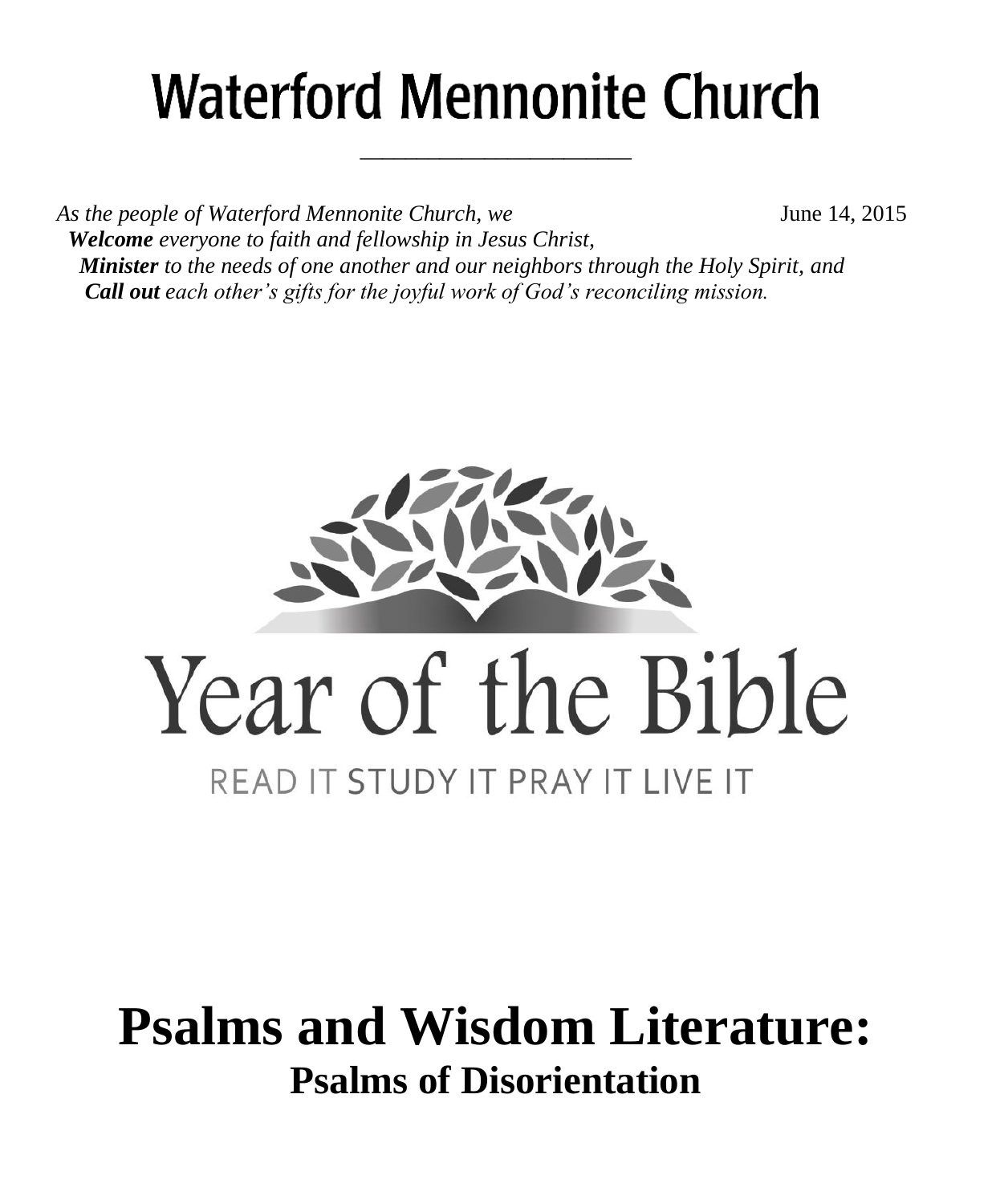# Waterford Mennonite Church

*As the people of Waterford Mennonite Church, we*

June 14, 2015

***Welcome*** *everyone to faith and fellowship in Jesus Christ,*
***Minister*** *to the needs of one another and our neighbors through the Holy Spirit, and*
***Call out*** *each other's gifts for the joyful work of God's reconciling mission.*

Year of the Bible

READ IT STUDY IT PRAY IT LIVE IT

# Psalms and Wisdom Literature:

## Psalms of Disorientation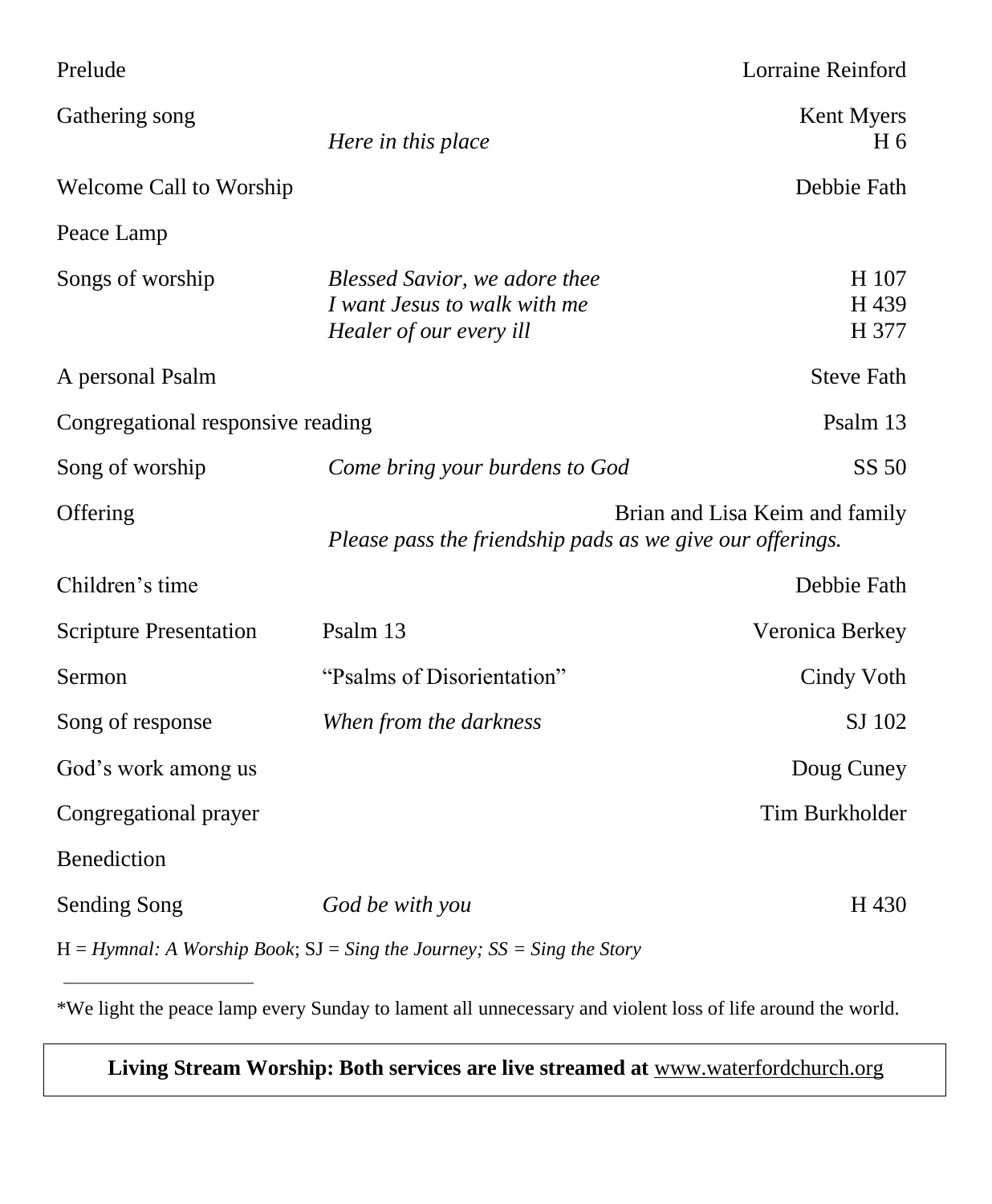| | | |
|---|---|---|
| Prelude | | Lorraine Reinford |
| Gathering song | *Here in this place* | Kent Myers<br>H 6 |
| Welcome Call to Worship | | Debbie Fath |
| Peace Lamp | | |
| Songs of worship | *Blessed Savior, we adore thee*<br>*I want Jesus to walk with me*<br>*Healer of our every ill* | H 107<br>H 439<br>H 377 |
| A personal Psalm | | Steve Fath |
| Congregational responsive reading | | Psalm 13 |
| Song of worship | *Come bring your burdens to God* | SS 50 |
| Offering | *Please pass the friendship pads as we give our offerings.* | Brian and Lisa Keim and family |
| Children's time | | Debbie Fath |
| Scripture Presentation | Psalm 13 | Veronica Berkey |
| Sermon | "Psalms of Disorientation" | Cindy Voth |
| Song of response | *When from the darkness* | SJ 102 |
| God's work among us | | Doug Cuney |
| Congregational prayer | | Tim Burkholder |
| Benediction | | |
| Sending Song | *God be with you* | H 430 |

H = *Hymnal: A Worship Book*; SJ = *Sing the Journey; SS = Sing the Story*

---

*We light the peace lamp every Sunday to lament all unnecessary and violent loss of life around the world.

**Living Stream Worship: Both services are live streamed at** www.waterfordchurch.org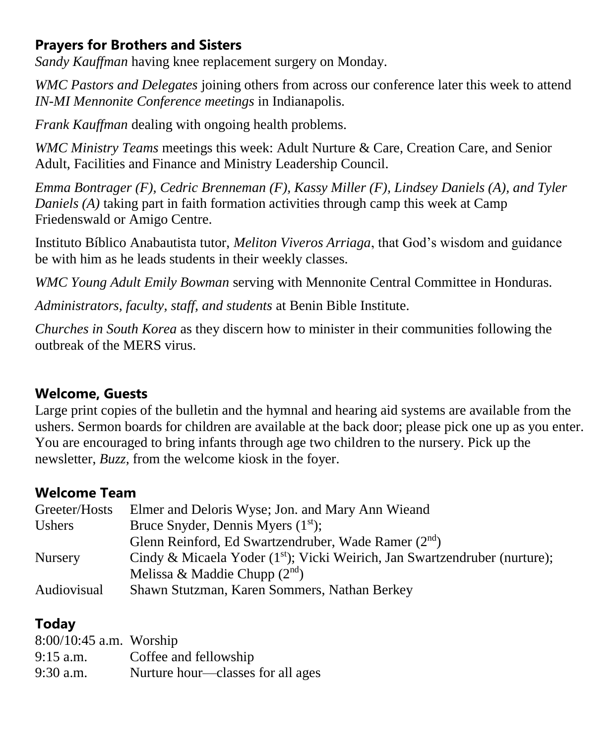## Prayers for Brothers and Sisters

*Sandy Kauffman* having knee replacement surgery on Monday.

*WMC Pastors and Delegates* joining others from across our conference later this week to attend *IN-MI Mennonite Conference meetings* in Indianapolis.

*Frank Kauffman* dealing with ongoing health problems.

*WMC Ministry Teams* meetings this week: Adult Nurture & Care, Creation Care, and Senior Adult, Facilities and Finance and Ministry Leadership Council.

*Emma Bontrager (F), Cedric Brenneman (F), Kassy Miller (F), Lindsey Daniels (A), and Tyler Daniels (A)* taking part in faith formation activities through camp this week at Camp Friedenswald or Amigo Centre.

Instituto Bíblico Anabautista tutor, *Meliton Viveros Arriaga*, that God's wisdom and guidance be with him as he leads students in their weekly classes.

*WMC Young Adult Emily Bowman* serving with Mennonite Central Committee in Honduras.

*Administrators, faculty, staff, and students* at Benin Bible Institute.

*Churches in South Korea* as they discern how to minister in their communities following the outbreak of the MERS virus.

## Welcome, Guests

Large print copies of the bulletin and the hymnal and hearing aid systems are available from the ushers. Sermon boards for children are available at the back door; please pick one up as you enter. You are encouraged to bring infants through age two children to the nursery. Pick up the newsletter, *Buzz,* from the welcome kiosk in the foyer.

## Welcome Team

| | |
|---|---|
| Greeter/Hosts | Elmer and Deloris Wyse; Jon. and Mary Ann Wieand |
| Ushers | Bruce Snyder, Dennis Myers (1st); Glenn Reinford, Ed Swartzendruber, Wade Ramer (2nd) |
| Nursery | Cindy & Micaela Yoder (1st); Vicki Weirich, Jan Swartzendruber (nurture); Melissa & Maddie Chupp (2nd) |
| Audiovisual | Shawn Stutzman, Karen Sommers, Nathan Berkey |

## Today

| | |
|---|---|
| 8:00/10:45 a.m. | Worship |
| 9:15 a.m. | Coffee and fellowship |
| 9:30 a.m. | Nurture hour—classes for all ages |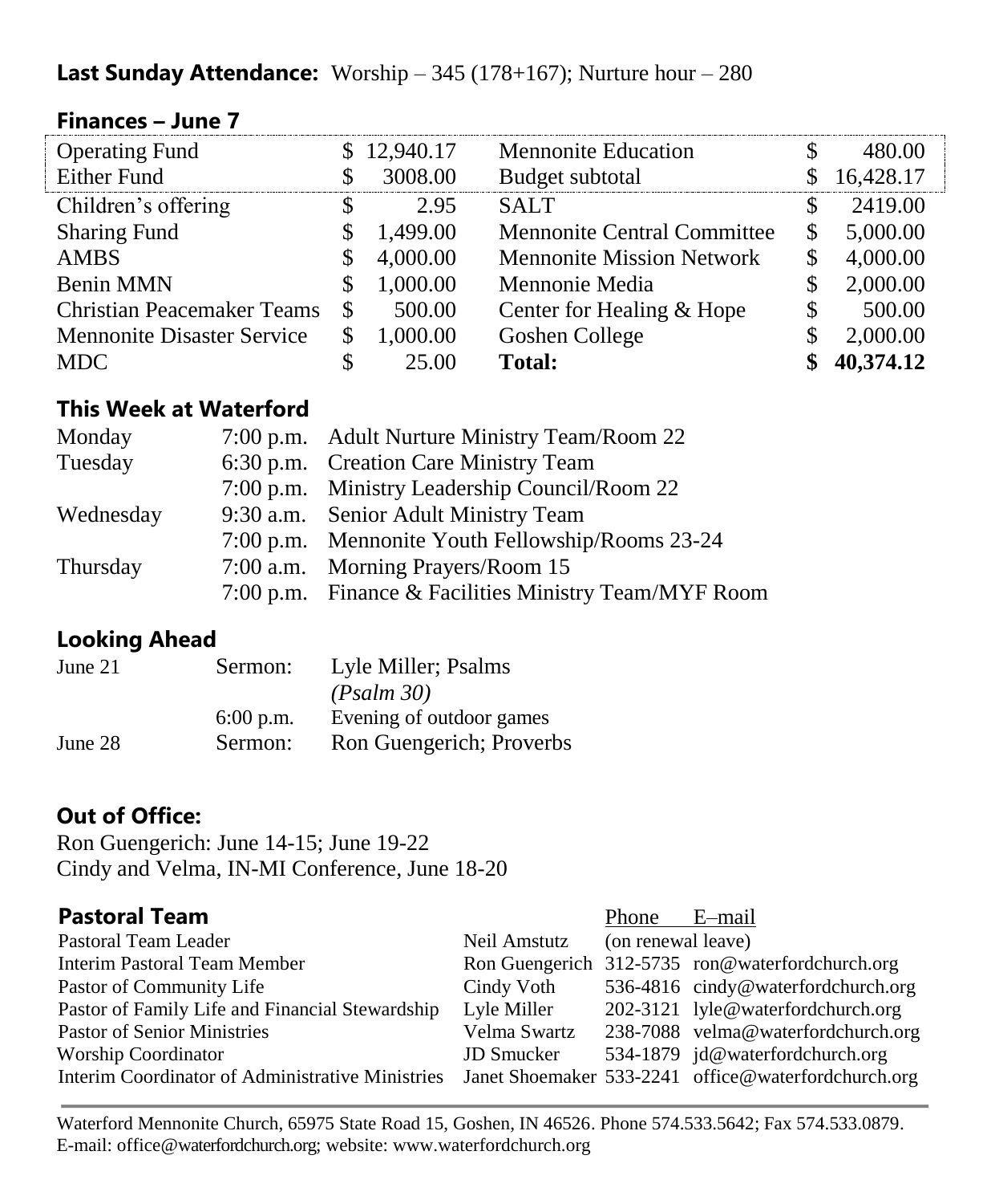**Last Sunday Attendance:** Worship – 345 (178+167); Nurture hour – 280

## Finances – June 7

| | | | |
|---|---|---|---|
| Operating Fund | $ 12,940.17 | Mennonite Education | $ 480.00 |
| Either Fund | $ 3008.00 | Budget subtotal | $ 16,428.17 |
| Children's offering | $ 2.95 | SALT | $ 2419.00 |
| Sharing Fund | $ 1,499.00 | Mennonite Central Committee | $ 5,000.00 |
| AMBS | $ 4,000.00 | Mennonite Mission Network | $ 4,000.00 |
| Benin MMN | $ 1,000.00 | Mennonie Media | $ 2,000.00 |
| Christian Peacemaker Teams | $ 500.00 | Center for Healing & Hope | $ 500.00 |
| Mennonite Disaster Service | $ 1,000.00 | Goshen College | $ 2,000.00 |
| MDC | $ 25.00 | **Total:** | **$ 40,374.12** |

## This Week at Waterford

| | | |
|---|---|---|
| Monday | 7:00 p.m. | Adult Nurture Ministry Team/Room 22 |
| Tuesday | 6:30 p.m. | Creation Care Ministry Team |
| | 7:00 p.m. | Ministry Leadership Council/Room 22 |
| Wednesday | 9:30 a.m. | Senior Adult Ministry Team |
| | 7:00 p.m. | Mennonite Youth Fellowship/Rooms 23-24 |
| Thursday | 7:00 a.m. | Morning Prayers/Room 15 |
| | 7:00 p.m. | Finance & Facilities Ministry Team/MYF Room |

## Looking Ahead

| | | |
|---|---|---|
| June 21 | Sermon: | Lyle Miller; Psalms *(Psalm 30)* |
| | 6:00 p.m. | Evening of outdoor games |
| June 28 | Sermon: | Ron Guengerich; Proverbs |

## Out of Office:

Ron Guengerich: June 14-15; June 19-22
Cindy and Velma, IN-MI Conference, June 18-20

## Pastoral Team

| | | Phone | E–mail |
|---|---|---|---|
| Pastoral Team Leader | Neil Amstutz | (on renewal leave) | |
| Interim Pastoral Team Member | Ron Guengerich | 312-5735 | ron@waterfordchurch.org |
| Pastor of Community Life | Cindy Voth | 536-4816 | cindy@waterfordchurch.org |
| Pastor of Family Life and Financial Stewardship | Lyle Miller | 202-3121 | lyle@waterfordchurch.org |
| Pastor of Senior Ministries | Velma Swartz | 238-7088 | velma@waterfordchurch.org |
| Worship Coordinator | JD Smucker | 534-1879 | jd@waterfordchurch.org |
| Interim Coordinator of Administrative Ministries | Janet Shoemaker | 533-2241 | office@waterfordchurch.org |

Waterford Mennonite Church, 65975 State Road 15, Goshen, IN 46526. Phone 574.533.5642; Fax 574.533.0879. E-mail: office@waterfordchurch.org; website: www.waterfordchurch.org